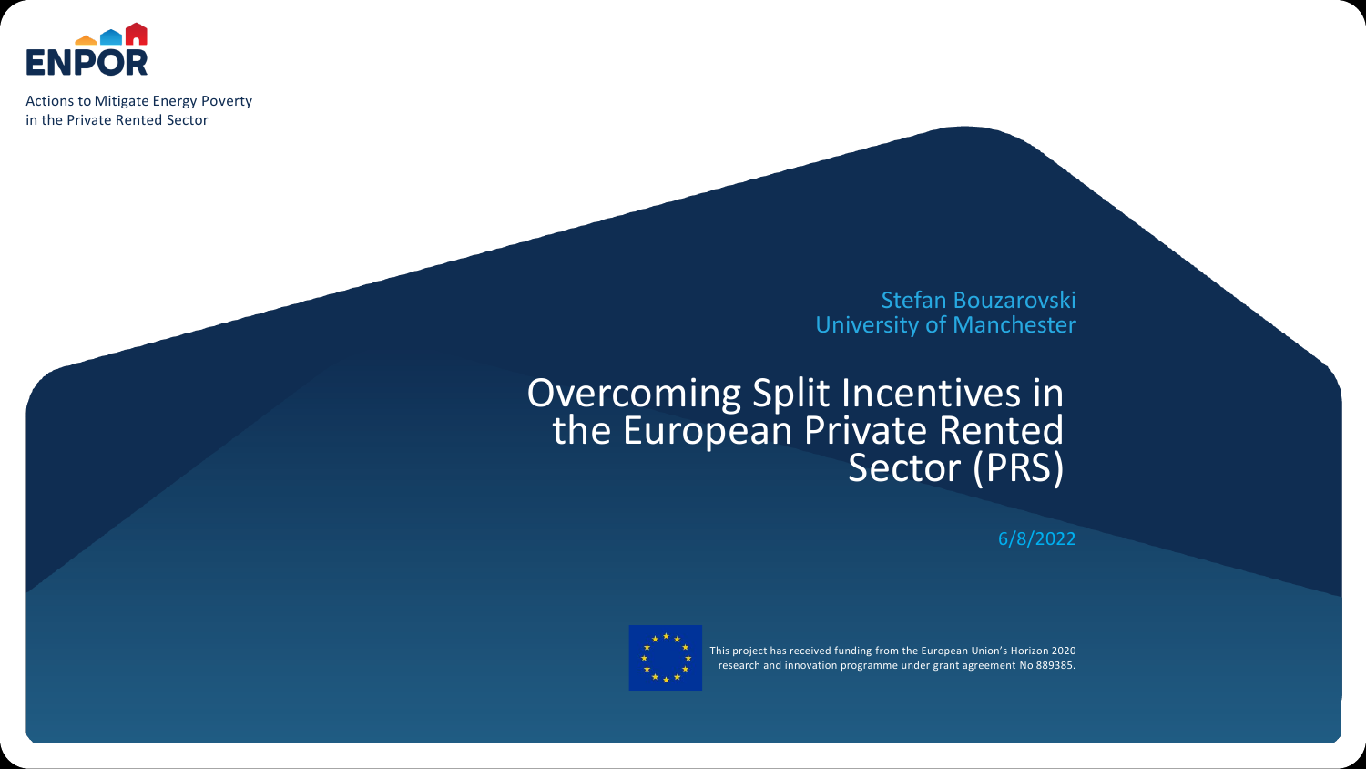ENPOR

Actions to Mitigate Energy Poverty in the Private Rented Sector

Stefan Bouzarovski
University of Manchester

# Overcoming Split Incentives in the European Private Rented Sector (PRS)

6/8/2022

This project has received funding from the European Union's Horizon 2020 research and innovation programme under grant agreement No 889385.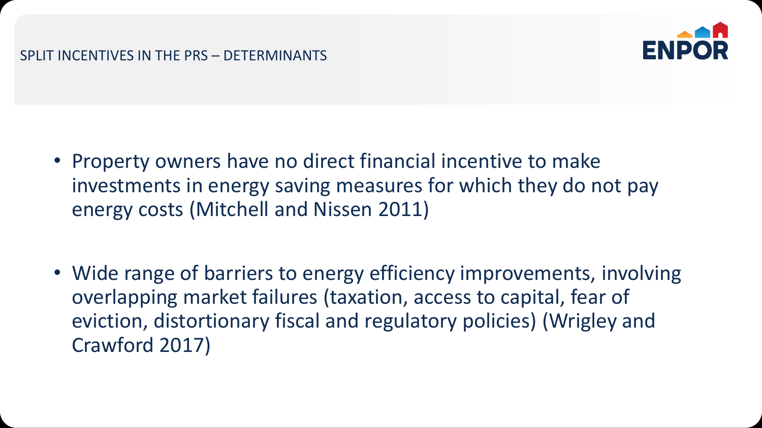## SPLIT INCENTIVES IN THE PRS – DETERMINANTS

- Property owners have no direct financial incentive to make investments in energy saving measures for which they do not pay energy costs (Mitchell and Nissen 2011)

- Wide range of barriers to energy efficiency improvements, involving overlapping market failures (taxation, access to capital, fear of eviction, distortionary fiscal and regulatory policies) (Wrigley and Crawford 2017)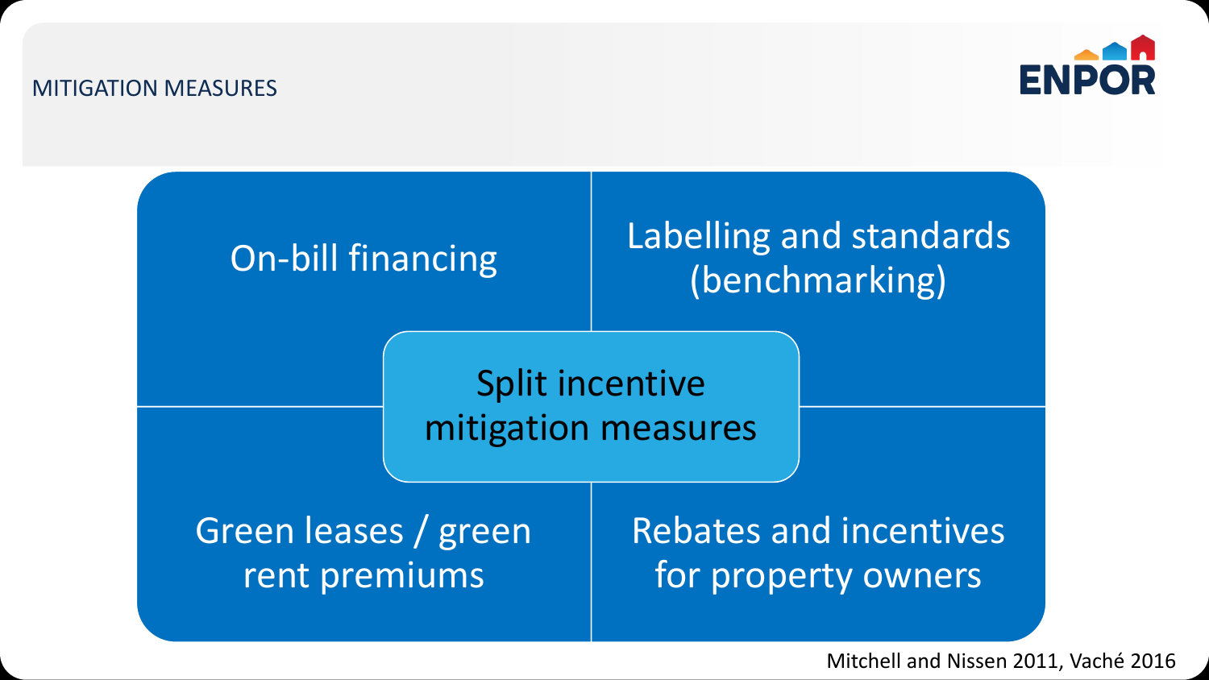MITIGATION MEASURES

## Split incentive mitigation measures

- On-bill financing
- Labelling and standards (benchmarking)
- Green leases / green rent premiums
- Rebates and incentives for property owners

Mitchell and Nissen 2011, Vaché 2016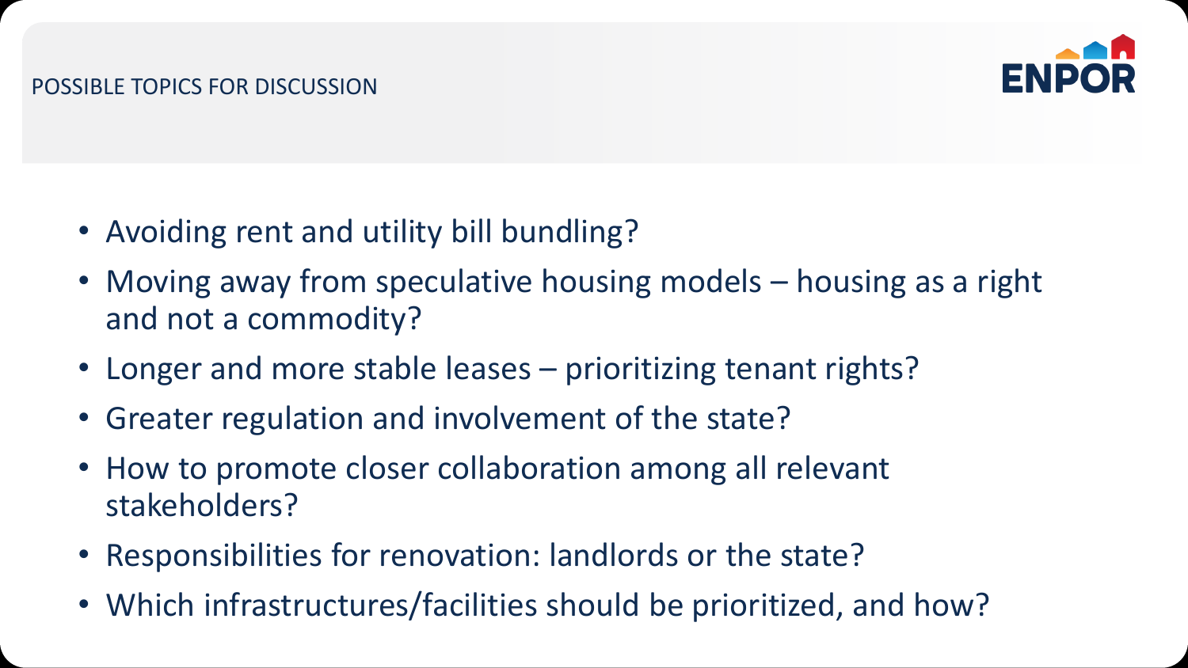## POSSIBLE TOPICS FOR DISCUSSION

ENPOR

- Avoiding rent and utility bill bundling?
- Moving away from speculative housing models – housing as a right and not a commodity?
- Longer and more stable leases – prioritizing tenant rights?
- Greater regulation and involvement of the state?
- How to promote closer collaboration among all relevant stakeholders?
- Responsibilities for renovation: landlords or the state?
- Which infrastructures/facilities should be prioritized, and how?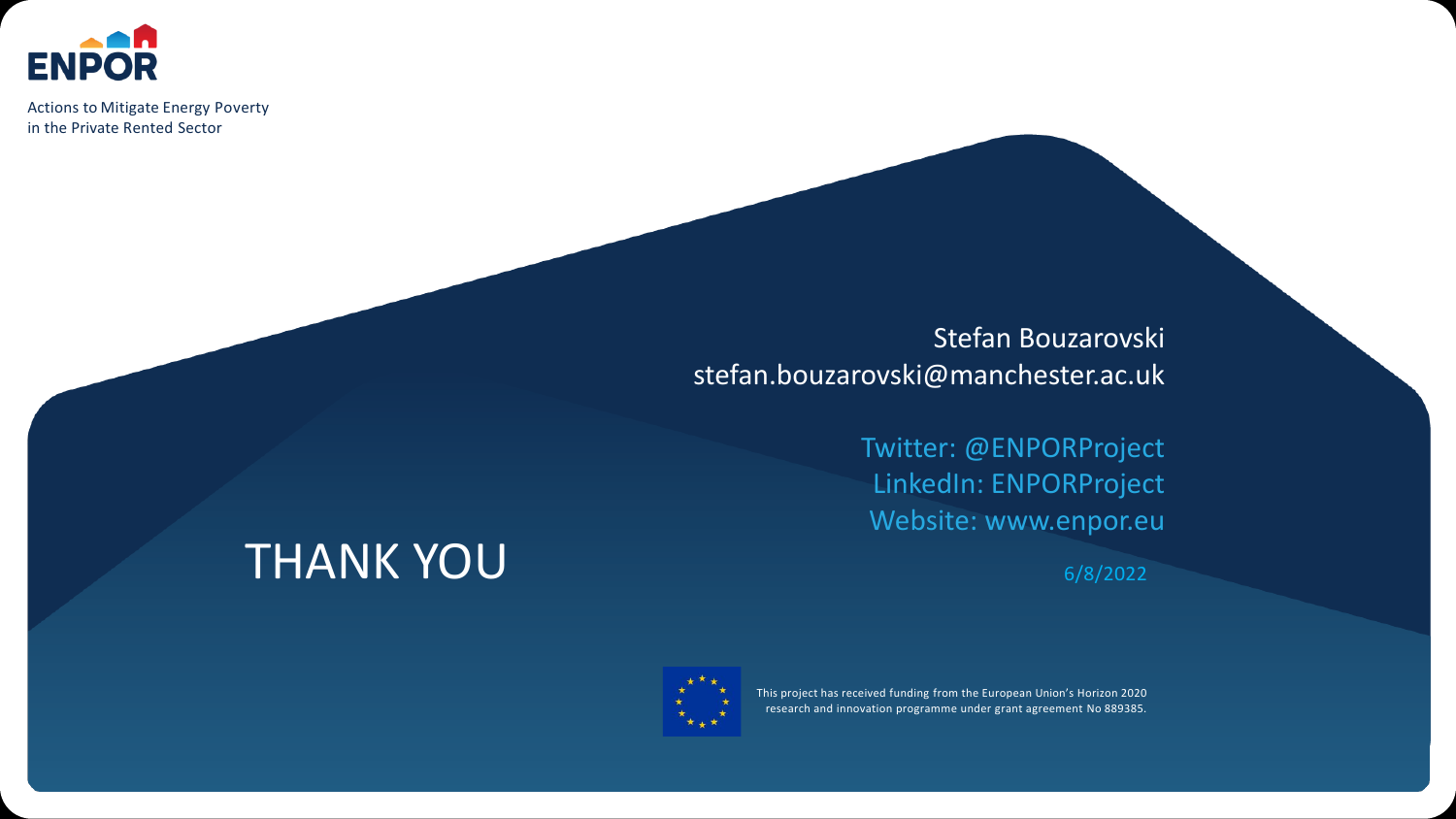ENPOR

Actions to Mitigate Energy Poverty in the Private Rented Sector

Stefan Bouzarovski
stefan.bouzarovski@manchester.ac.uk

Twitter: @ENPORProject
LinkedIn: ENPORProject
Website: www.enpor.eu

# THANK YOU

6/8/2022

This project has received funding from the European Union's Horizon 2020 research and innovation programme under grant agreement No 889385.